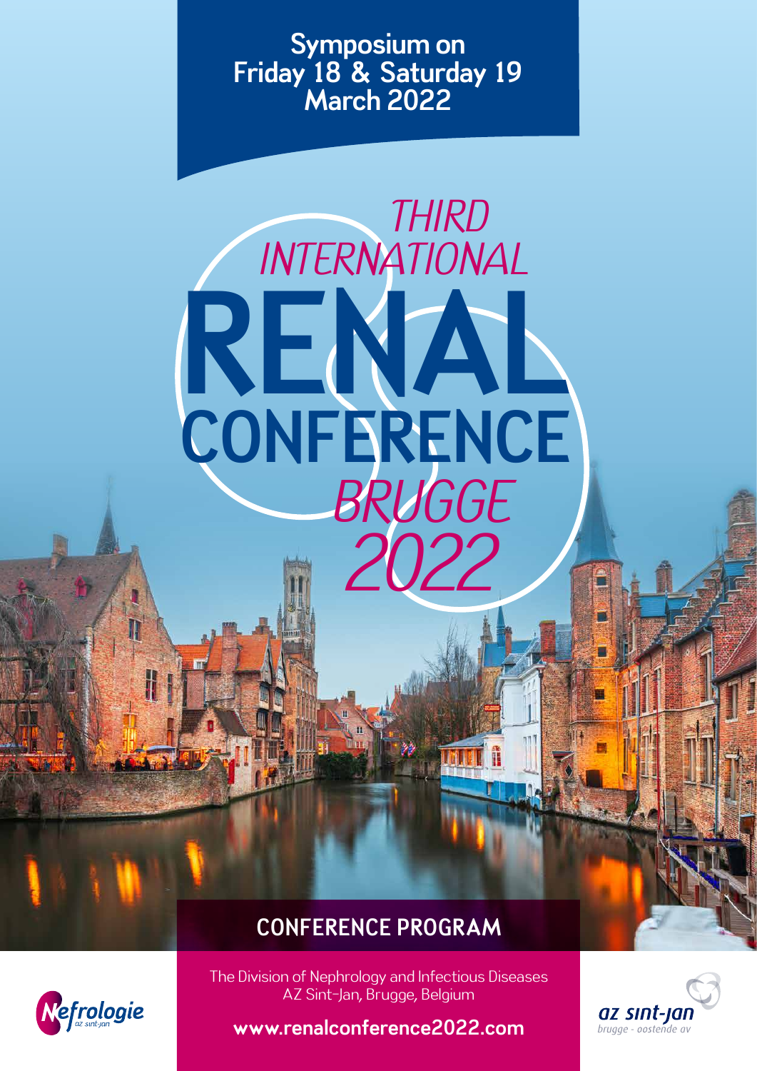**Symposium on Friday 18 & Saturday 19 March 2022**

# THIRD INTERNATIONAL RENAL CONFERENCE BRUGGE 2022

## CONFERENCE PROGRAM

The Division of Nephrology and Infectious Diseases
AZ Sint-Jan, Brugge, Belgium

**www.renalconference2022.com**

Nefrologie az sint-jan

az sint-jan brugge - oostende av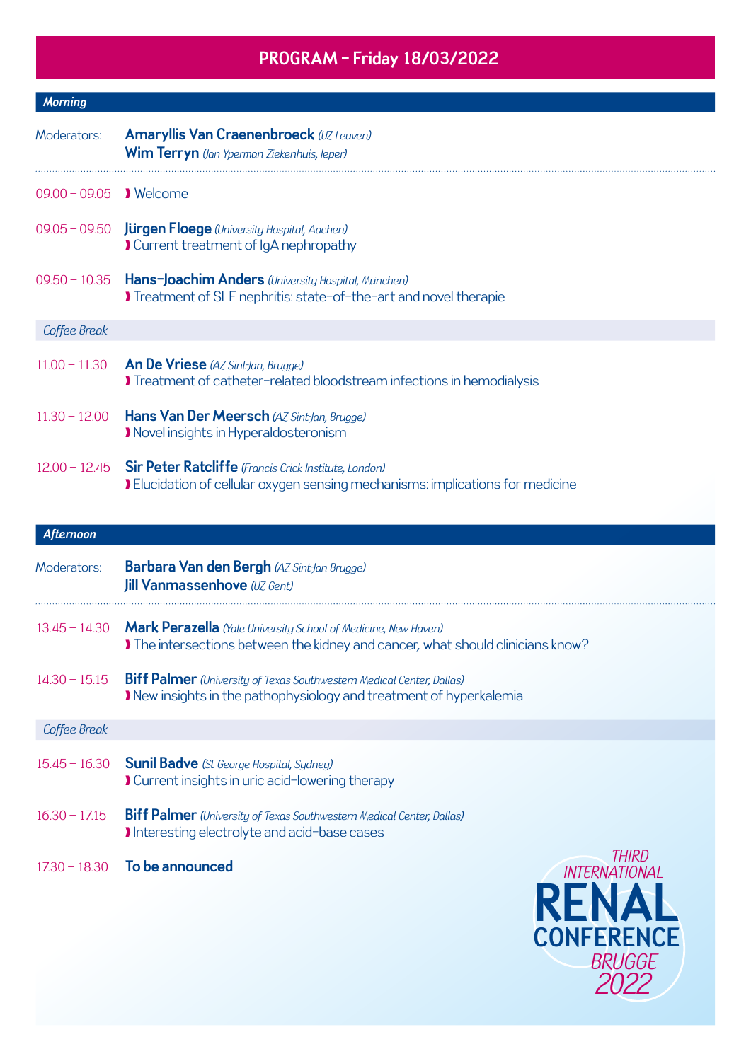# PROGRAM – Friday 18/03/2022

## *Morning*

Moderators: **Amaryllis Van Craenenbroeck** *(UZ Leuven)*
**Wim Terryn** *(Jan Yperman Ziekenhuis, Ieper)*

09.00 – 09.05 › Welcome

09.05 – 09.50 **Jürgen Floege** *(University Hospital, Aachen)*
› Current treatment of IgA nephropathy

09.50 – 10.35 **Hans-Joachim Anders** *(University Hospital, München)*
› Treatment of SLE nephritis: state-of-the-art and novel therapie

*Coffee Break*

11.00 – 11.30 **An De Vriese** *(AZ Sint-Jan, Brugge)*
› Treatment of catheter-related bloodstream infections in hemodialysis

11.30 – 12.00 **Hans Van Der Meersch** *(AZ Sint-Jan, Brugge)*
› Novel insights in Hyperaldosteronism

12.00 – 12.45 **Sir Peter Ratcliffe** *(Francis Crick Institute, London)*
› Elucidation of cellular oxygen sensing mechanisms: implications for medicine

## *Afternoon*

Moderators: **Barbara Van den Bergh** *(AZ Sint-Jan Brugge)*
**Jill Vanmassenhove** *(UZ Gent)*

13.45 – 14.30 **Mark Perazella** *(Yale University School of Medicine, New Haven)*
› The intersections between the kidney and cancer, what should clinicians know?

14.30 – 15.15 **Biff Palmer** *(University of Texas Southwestern Medical Center, Dallas)*
› New insights in the pathophysiology and treatment of hyperkalemia

*Coffee Break*

15.45 – 16.30 **Sunil Badve** *(St George Hospital, Sydney)*
› Current insights in uric acid-lowering therapy

16.30 – 17.15 **Biff Palmer** *(University of Texas Southwestern Medical Center, Dallas)*
› Interesting electrolyte and acid-base cases

17.30 – 18.30 **To be announced**

THIRD INTERNATIONAL RENAL CONFERENCE BRUGGE 2022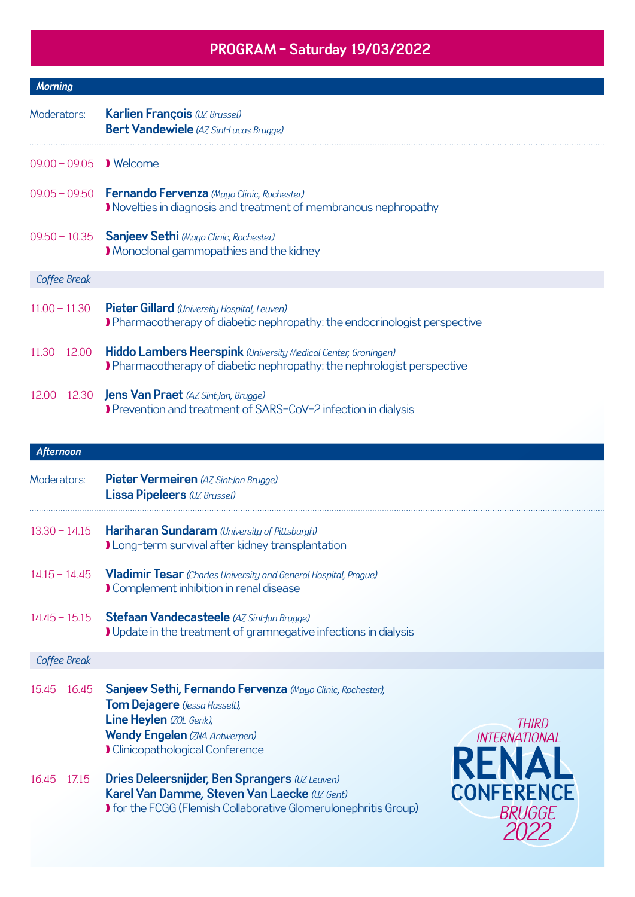# PROGRAM – Saturday 19/03/2022

## *Morning*

Moderators: **Karlien François** *(UZ Brussel)*
**Bert Vandewiele** *(AZ Sint-Lucas Brugge)*

09.00 – 09.05 Welcome

09.05 – 09.50 **Fernando Fervenza** *(Mayo Clinic, Rochester)*
Novelties in diagnosis and treatment of membranous nephropathy

09.50 – 10.35 **Sanjeev Sethi** *(Mayo Clinic, Rochester)*
Monoclonal gammopathies and the kidney

*Coffee Break*

11.00 – 11.30 **Pieter Gillard** *(University Hospital, Leuven)*
Pharmacotherapy of diabetic nephropathy: the endocrinologist perspective

11.30 – 12.00 **Hiddo Lambers Heerspink** *(University Medical Center, Groningen)*
Pharmacotherapy of diabetic nephropathy: the nephrologist perspective

12.00 – 12.30 **Jens Van Praet** *(AZ Sint-Jan, Brugge)*
Prevention and treatment of SARS-CoV-2 infection in dialysis

## *Afternoon*

Moderators: **Pieter Vermeiren** *(AZ Sint-Jan Brugge)*
**Lissa Pipeleers** *(UZ Brussel)*

13.30 – 14.15 **Hariharan Sundaram** *(University of Pittsburgh)*
Long-term survival after kidney transplantation

14.15 – 14.45 **Vladimir Tesar** *(Charles University and General Hospital, Prague)*
Complement inhibition in renal disease

14.45 – 15.15 **Stefaan Vandecasteele** *(AZ Sint-Jan Brugge)*
Update in the treatment of gramnegative infections in dialysis

*Coffee Break*

15.45 – 16.45 **Sanjeev Sethi, Fernando Fervenza** *(Mayo Clinic, Rochester),*
**Tom Dejagere** *(Jessa Hasselt),*
**Line Heylen** *(ZOL Genk),*
**Wendy Engelen** *(ZNA Antwerpen)*
Clinicopathological Conference

16.45 – 17.15 **Dries Deleersnijder, Ben Sprangers** *(UZ Leuven)*
**Karel Van Damme, Steven Van Laecke** *(UZ Gent)*
for the FCGG (Flemish Collaborative Glomerulonephritis Group)

THIRD INTERNATIONAL RENAL CONFERENCE BRUGGE 2022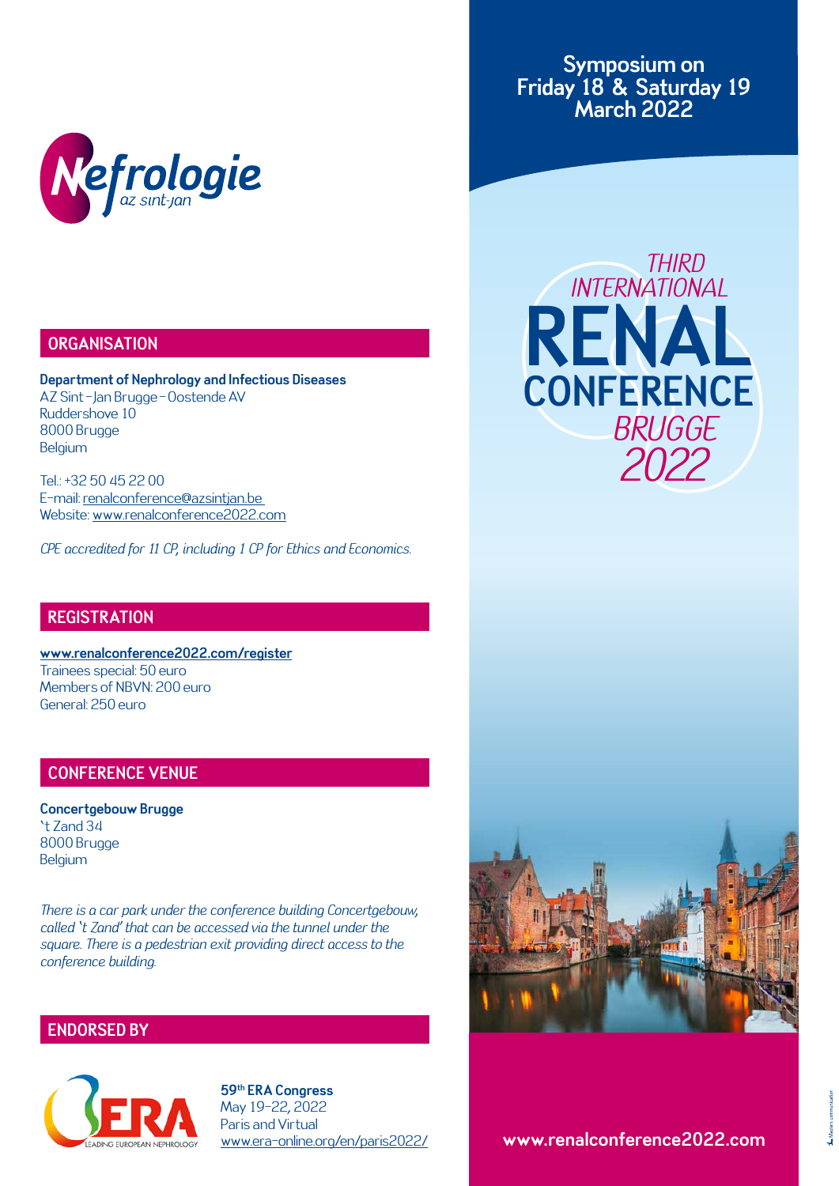Symposium on Friday 18 & Saturday 19 March 2022

Nefrologie az sint-jan

# THIRD INTERNATIONAL RENAL CONFERENCE BRUGGE 2022

## ORGANISATION

**Department of Nephrology and Infectious Diseases**
AZ Sint-Jan Brugge-Oostende AV
Ruddershove 10
8000 Brugge
Belgium

Tel.: +32 50 45 22 00
E-mail: renalconference@azsintjan.be
Website: www.renalconference2022.com

*CPE accredited for 11 CP, including 1 CP for Ethics and Economics.*

## REGISTRATION

**www.renalconference2022.com/register**
Trainees special: 50 euro
Members of NBVN: 200 euro
General: 250 euro

## CONFERENCE VENUE

**Concertgebouw Brugge**
't Zand 34
8000 Brugge
Belgium

*There is a car park under the conference building Concertgebouw, called 't Zand' that can be accessed via the tunnel under the square. There is a pedestrian exit providing direct access to the conference building.*

## ENDORSED BY

ERA LEADING EUROPEAN NEPHROLOGY

**59th ERA Congress**
May 19-22, 2022
Paris and Virtual
www.era-online.org/en/paris2022/

**www.renalconference2022.com**